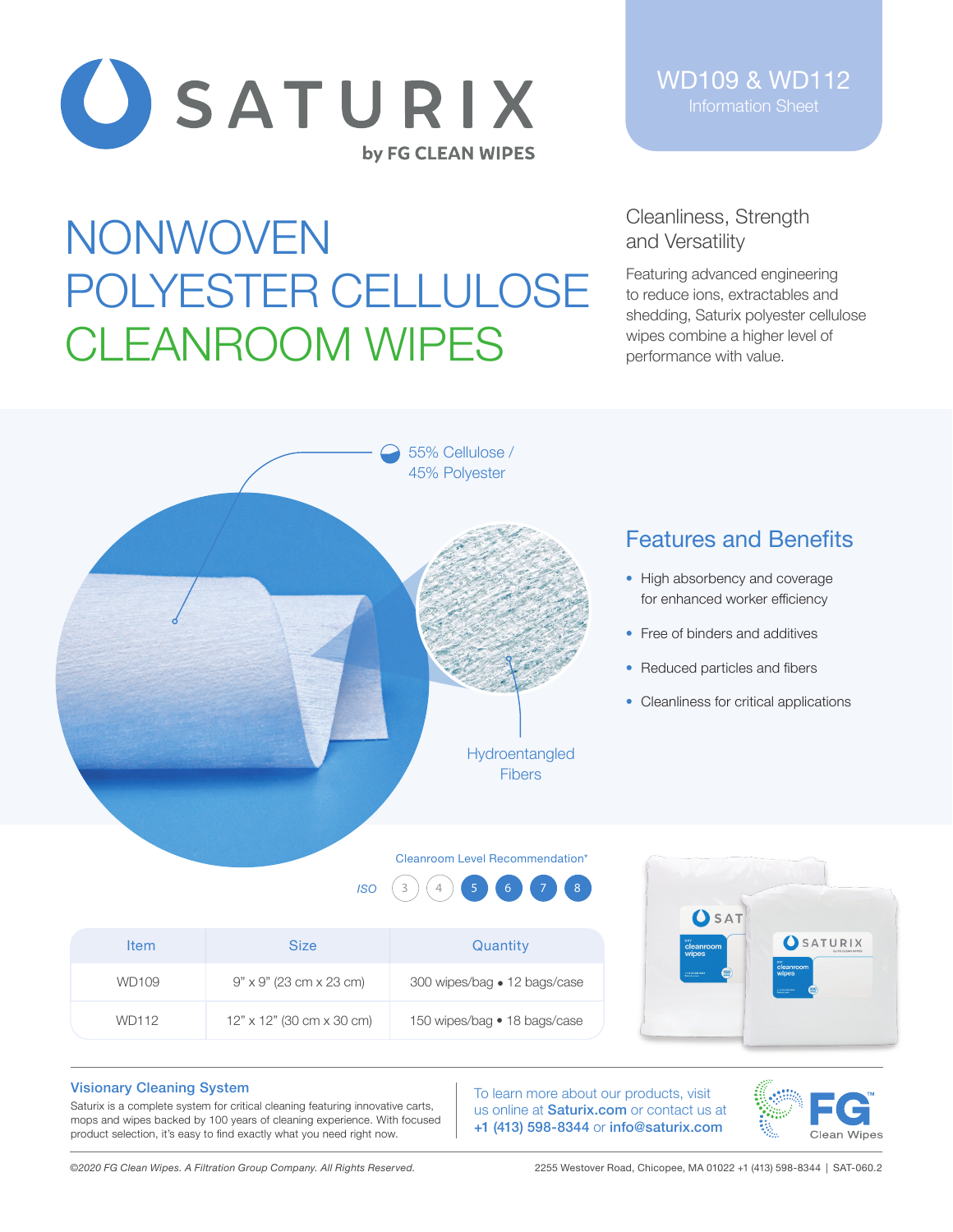# SATURIX

by FG CLEAN WIPES

WD109 & WD112
Information Sheet

# NONWOVEN POLYESTER CELLULOSE CLEANROOM WIPES

## Cleanliness, Strength and Versatility

Featuring advanced engineering to reduce ions, extractables and shedding, Saturix polyester cellulose wipes combine a higher level of performance with value.

55% Cellulose / 45% Polyester

Hydroentangled Fibers

## Features and Benefits

- High absorbency and coverage for enhanced worker efficiency
- Free of binders and additives
- Reduced particles and fibers
- Cleanliness for critical applications

Cleanroom Level Recommendation*

ISO 3 4 5 6 7 8

| Item | Size | Quantity |
| --- | --- | --- |
| WD109 | 9" x 9" (23 cm x 23 cm) | 300 wipes/bag • 12 bags/case |
| WD112 | 12" x 12" (30 cm x 30 cm) | 150 wipes/bag • 18 bags/case |

### Visionary Cleaning System

Saturix is a complete system for critical cleaning featuring innovative carts, mops and wipes backed by 100 years of cleaning experience. With focused product selection, it's easy to find exactly what you need right now.

To learn more about our products, visit us online at **Saturix.com** or contact us at **+1 (413) 598-8344** or **info@saturix.com**

FG Clean Wipes

*©2020 FG Clean Wipes. A Filtration Group Company. All Rights Reserved.*

2255 Westover Road, Chicopee, MA 01022 +1 (413) 598-8344 | SAT-060.2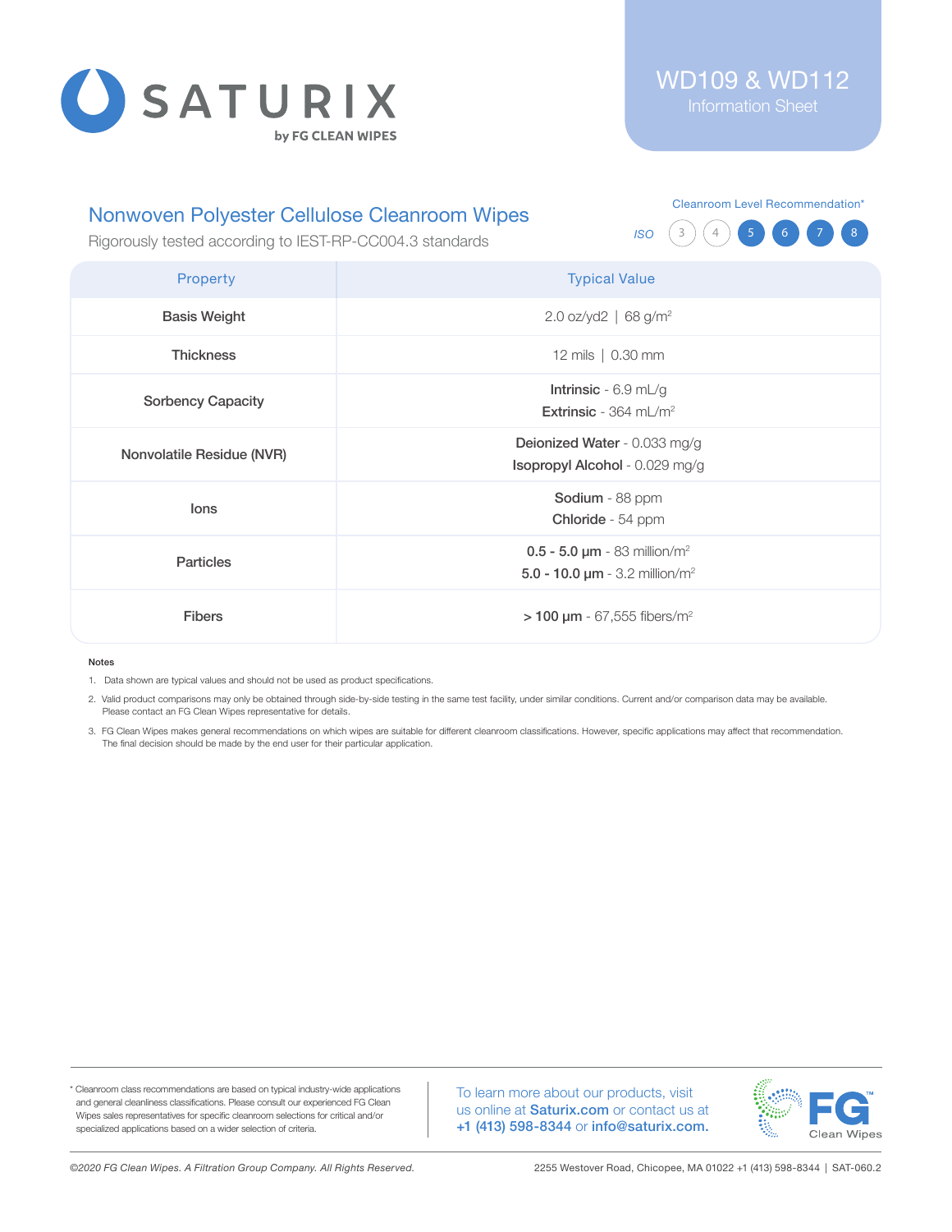# SATURIX

by FG CLEAN WIPES

## WD109 & WD112

Information Sheet

## Nonwoven Polyester Cellulose Cleanroom Wipes

Rigorously tested according to IEST-RP-CC004.3 standards

Cleanroom Level Recommendation*

ISO 3 4 **5** **6** **7** **8**

| Property | Typical Value |
|---|---|
| Basis Weight | 2.0 oz/yd2 \| 68 g/m$^2$ |
| Thickness | 12 mils \| 0.30 mm |
| Sorbency Capacity | **Intrinsic** - 6.9 mL/g<br>**Extrinsic** - 364 mL/m$^2$ |
| Nonvolatile Residue (NVR) | **Deionized Water** - 0.033 mg/g<br>**Isopropyl Alcohol** - 0.029 mg/g |
| Ions | **Sodium** - 88 ppm<br>**Chloride** - 54 ppm |
| Particles | **0.5 - 5.0 µm** - 83 million/m$^2$<br>**5.0 - 10.0 µm** - 3.2 million/m$^2$ |
| Fibers | **> 100 µm** - 67,555 fibers/m$^2$ |

**Notes**

1. Data shown are typical values and should not be used as product specifications.
2. Valid product comparisons may only be obtained through side-by-side testing in the same test facility, under similar conditions. Current and/or comparison data may be available. Please contact an FG Clean Wipes representative for details.
3. FG Clean Wipes makes general recommendations on which wipes are suitable for different cleanroom classifications. However, specific applications may affect that recommendation. The final decision should be made by the end user for their particular application.

* Cleanroom class recommendations are based on typical industry-wide applications and general cleanliness classifications. Please consult our experienced FG Clean Wipes sales representatives for specific cleanroom selections for critical and/or specialized applications based on a wider selection of criteria.

To learn more about our products, visit us online at **Saturix.com** or contact us at **+1 (413) 598-8344** or **info@saturix.com.**

FG™ Clean Wipes

*©2020 FG Clean Wipes. A Filtration Group Company. All Rights Reserved.*

2255 Westover Road, Chicopee, MA 01022 +1 (413) 598-8344 | SAT-060.2